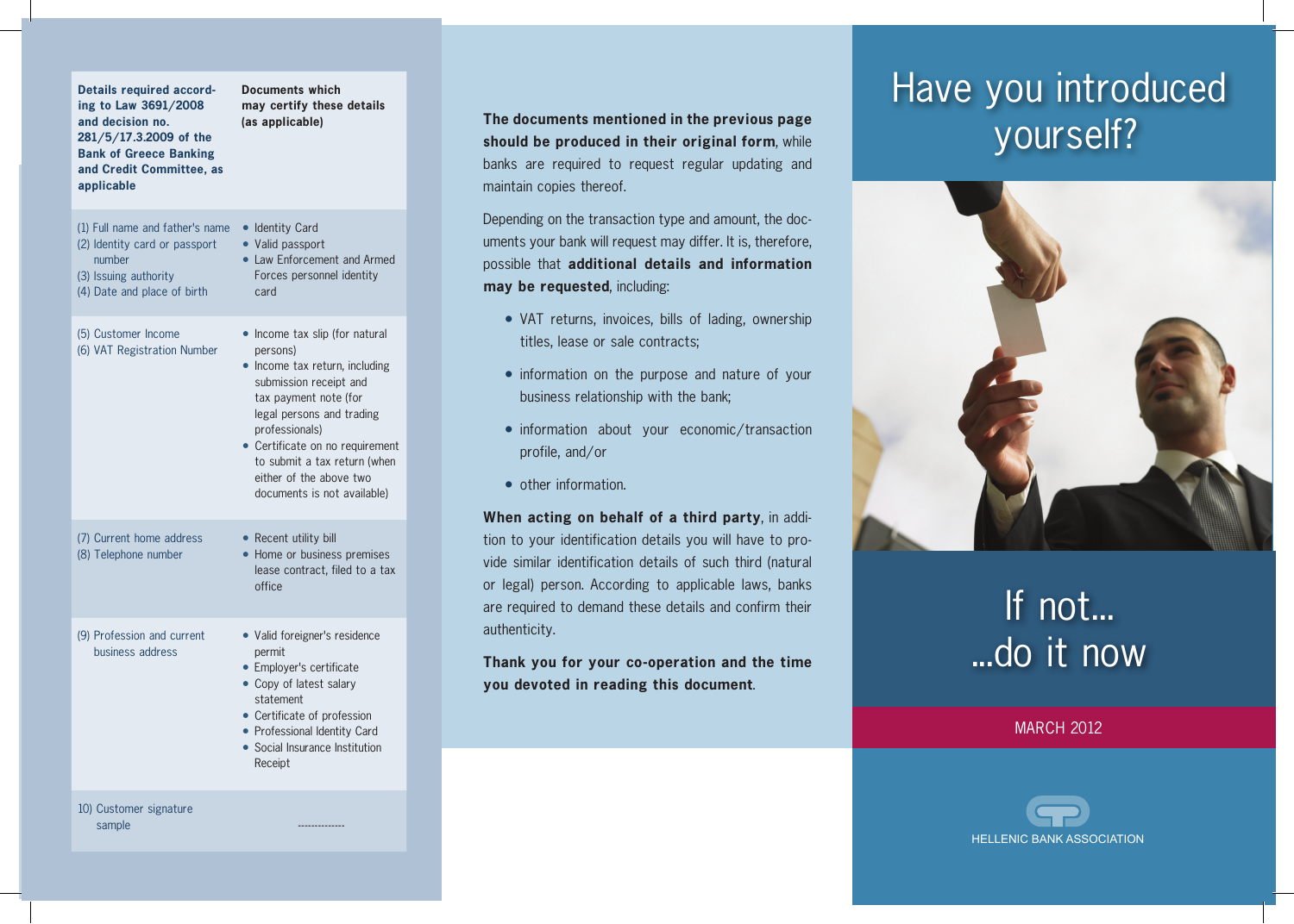| Details required according to Law 3691/2008 and decision no. 281/5/17.3.2009 of the Bank of Greece Banking and Credit Committee, as applicable | Documents which may certify these details (as applicable) |
|---|---|
| (1) Full name and father's name<br>(2) Identity card or passport number<br>(3) Issuing authority<br>(4) Date and place of birth | • Identity Card<br>• Valid passport<br>• Law Enforcement and Armed Forces personnel identity card |
| (5) Customer Income<br>(6) VAT Registration Number | • Income tax slip (for natural persons)<br>• Income tax return, including submission receipt and tax payment note (for legal persons and trading professionals)<br>• Certificate on no requirement to submit a tax return (when either of the above two documents is not available) |
| (7) Current home address<br>(8) Telephone number | • Recent utility bill<br>• Home or business premises lease contract, filed to a tax office |
| (9) Profession and current business address | • Valid foreigner's residence permit<br>• Employer's certificate<br>• Copy of latest salary statement<br>• Certificate of profession<br>• Professional Identity Card<br>• Social Insurance Institution Receipt |
| 10) Customer signature sample | ------------- |

**The documents mentioned in the previous page should be produced in their original form**, while banks are required to request regular updating and maintain copies thereof.

Depending on the transaction type and amount, the documents your bank will request may differ. It is, therefore, possible that **additional details and information may be requested**, including:

- VAT returns, invoices, bills of lading, ownership titles, lease or sale contracts;
- information on the purpose and nature of your business relationship with the bank;
- information about your economic/transaction profile, and/or
- other information.

**When acting on behalf of a third party**, in addition to your identification details you will have to provide similar identification details of such third (natural or legal) person. According to applicable laws, banks are required to demand these details and confirm their authenticity.

**Thank you for your co-operation and the time you devoted in reading this document**.

# Have you introduced yourself?

## If not... ...do it now

MARCH 2012

HELLENIC BANK ASSOCIATION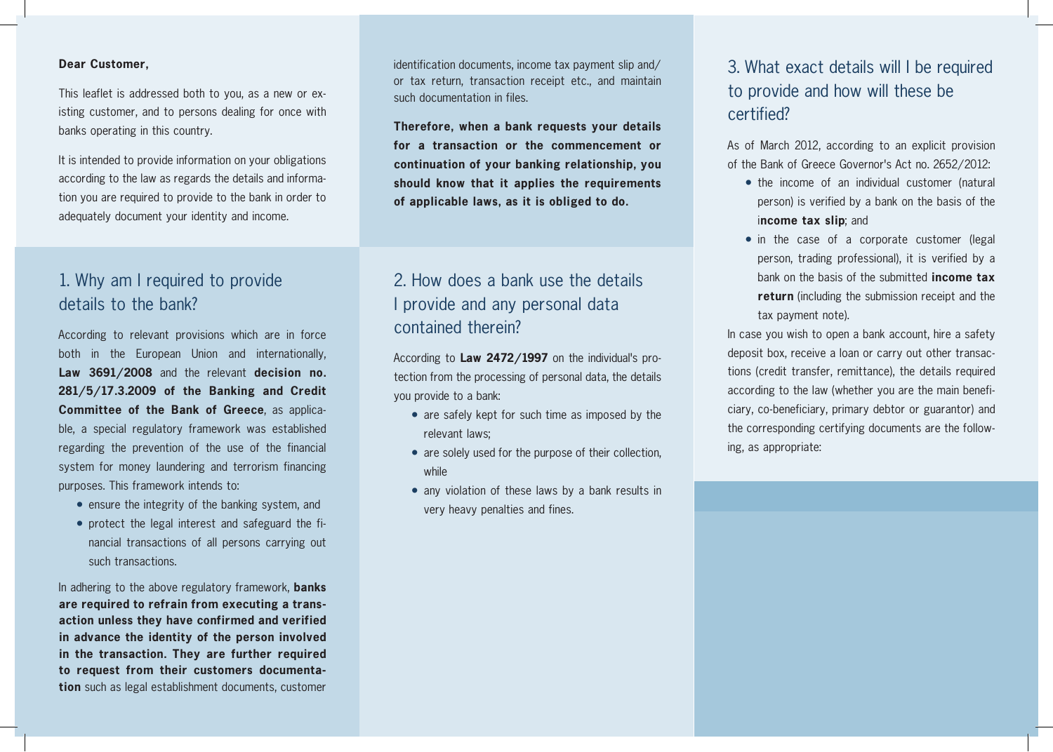**Dear Customer,**

This leaflet is addressed both to you, as a new or existing customer, and to persons dealing for once with banks operating in this country.

It is intended to provide information on your obligations according to the law as regards the details and information you are required to provide to the bank in order to adequately document your identity and income.

## 1. Why am I required to provide details to the bank?

According to relevant provisions which are in force both in the European Union and internationally, **Law 3691/2008** and the relevant **decision no. 281/5/17.3.2009 of the Banking and Credit Committee of the Bank of Greece**, as applicable, a special regulatory framework was established regarding the prevention of the use of the financial system for money laundering and terrorism financing purposes. This framework intends to:

- ensure the integrity of the banking system, and
- protect the legal interest and safeguard the financial transactions of all persons carrying out such transactions.

In adhering to the above regulatory framework, **banks are required to refrain from executing a transaction unless they have confirmed and verified in advance the identity of the person involved in the transaction. They are further required to request from their customers documentation** such as legal establishment documents, customer identification documents, income tax payment slip and/or tax return, transaction receipt etc., and maintain such documentation in files.

**Therefore, when a bank requests your details for a transaction or the commencement or continuation of your banking relationship, you should know that it applies the requirements of applicable laws, as it is obliged to do.**

## 2. How does a bank use the details I provide and any personal data contained therein?

According to **Law 2472/1997** on the individual's protection from the processing of personal data, the details you provide to a bank:

- are safely kept for such time as imposed by the relevant laws;
- are solely used for the purpose of their collection, while
- any violation of these laws by a bank results in very heavy penalties and fines.

## 3. What exact details will I be required to provide and how will these be certified?

As of March 2012, according to an explicit provision of the Bank of Greece Governor's Act no. 2652/2012:

- the income of an individual customer (natural person) is verified by a bank on the basis of the i**ncome tax slip**; and
- in the case of a corporate customer (legal person, trading professional), it is verified by a bank on the basis of the submitted **income tax return** (including the submission receipt and the tax payment note).

In case you wish to open a bank account, hire a safety deposit box, receive a loan or carry out other transactions (credit transfer, remittance), the details required according to the law (whether you are the main beneficiary, co-beneficiary, primary debtor or guarantor) and the corresponding certifying documents are the following, as appropriate: